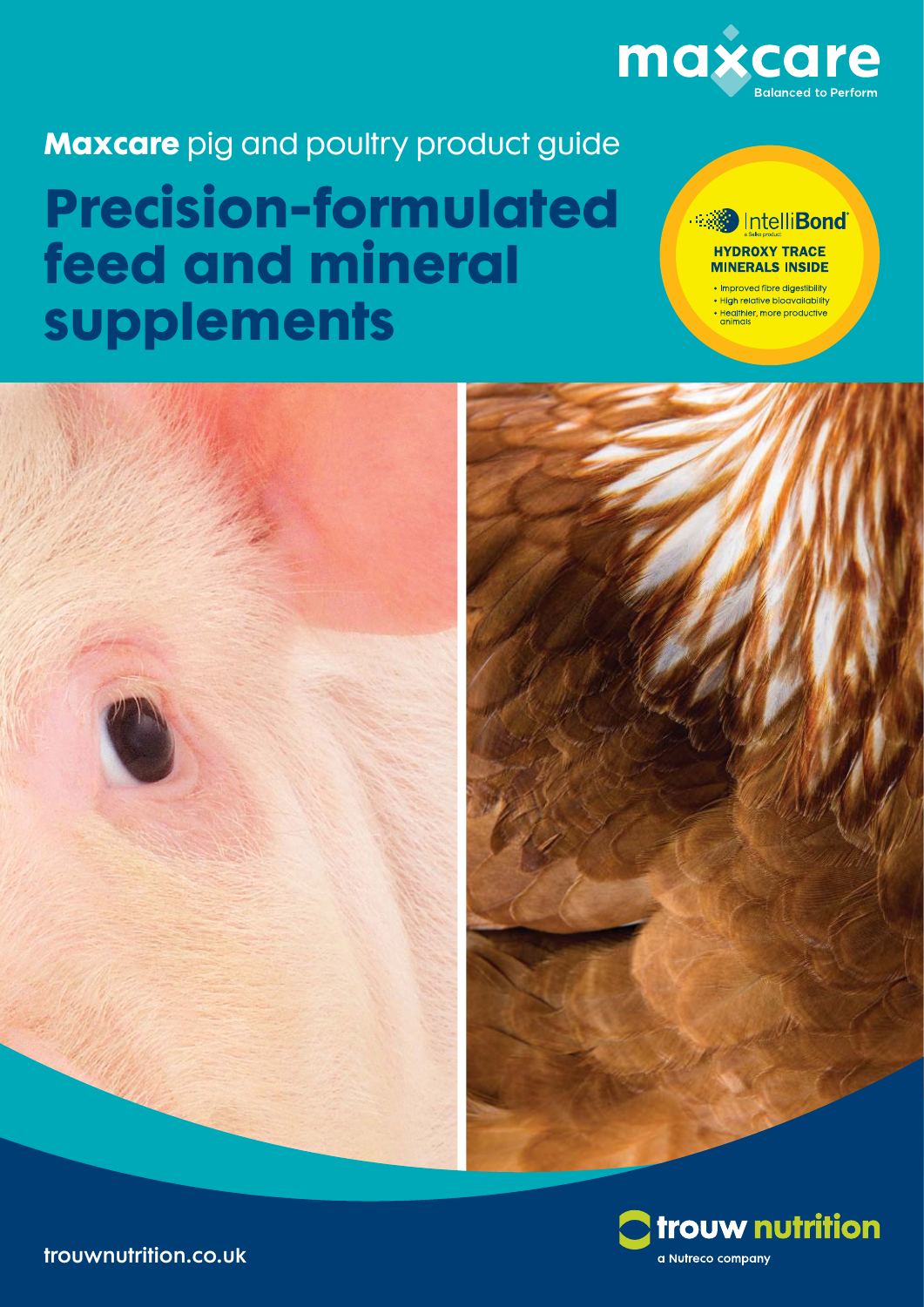maxcare

Balanced to Perform

**Maxcare** pig and poultry product guide

# Precision-formulated feed and mineral supplements

IntelliBond

a Selko product

**HYDROXY TRACE MINERALS INSIDE**

- Improved fibre digestibility
- High relative bioavailability
- Healthier, more productive animals

trouw nutrition

a Nutreco company

trouwnutrition.co.uk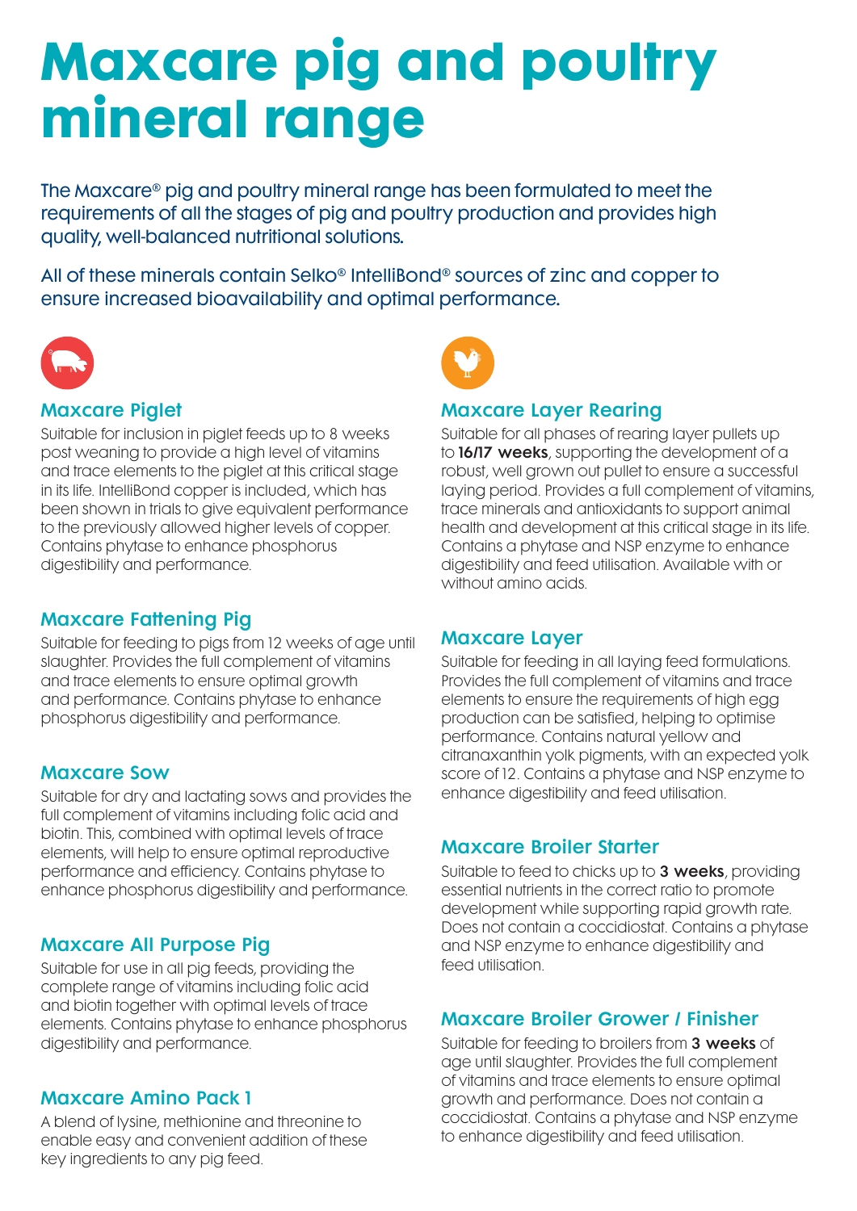# Maxcare pig and poultry mineral range

The Maxcare® pig and poultry mineral range has been formulated to meet the requirements of all the stages of pig and poultry production and provides high quality, well-balanced nutritional solutions.

All of these minerals contain Selko® IntelliBond® sources of zinc and copper to ensure increased bioavailability and optimal performance.

### Maxcare Piglet

Suitable for inclusion in piglet feeds up to 8 weeks post weaning to provide a high level of vitamins and trace elements to the piglet at this critical stage in its life. IntelliBond copper is included, which has been shown in trials to give equivalent performance to the previously allowed higher levels of copper. Contains phytase to enhance phosphorus digestibility and performance.

### Maxcare Fattening Pig

Suitable for feeding to pigs from 12 weeks of age until slaughter. Provides the full complement of vitamins and trace elements to ensure optimal growth and performance. Contains phytase to enhance phosphorus digestibility and performance.

### Maxcare Sow

Suitable for dry and lactating sows and provides the full complement of vitamins including folic acid and biotin. This, combined with optimal levels of trace elements, will help to ensure optimal reproductive performance and efficiency. Contains phytase to enhance phosphorus digestibility and performance.

### Maxcare All Purpose Pig

Suitable for use in all pig feeds, providing the complete range of vitamins including folic acid and biotin together with optimal levels of trace elements. Contains phytase to enhance phosphorus digestibility and performance.

### Maxcare Amino Pack 1

A blend of lysine, methionine and threonine to enable easy and convenient addition of these key ingredients to any pig feed.

### Maxcare Layer Rearing

Suitable for all phases of rearing layer pullets up to **16/17 weeks**, supporting the development of a robust, well grown out pullet to ensure a successful laying period. Provides a full complement of vitamins, trace minerals and antioxidants to support animal health and development at this critical stage in its life. Contains a phytase and NSP enzyme to enhance digestibility and feed utilisation. Available with or without amino acids.

### Maxcare Layer

Suitable for feeding in all laying feed formulations. Provides the full complement of vitamins and trace elements to ensure the requirements of high egg production can be satisfied, helping to optimise performance. Contains natural yellow and citranaxanthin yolk pigments, with an expected yolk score of 12. Contains a phytase and NSP enzyme to enhance digestibility and feed utilisation.

### Maxcare Broiler Starter

Suitable to feed to chicks up to **3 weeks**, providing essential nutrients in the correct ratio to promote development while supporting rapid growth rate. Does not contain a coccidiostat. Contains a phytase and NSP enzyme to enhance digestibility and feed utilisation.

### Maxcare Broiler Grower / Finisher

Suitable for feeding to broilers from **3 weeks** of age until slaughter. Provides the full complement of vitamins and trace elements to ensure optimal growth and performance. Does not contain a coccidiostat. Contains a phytase and NSP enzyme to enhance digestibility and feed utilisation.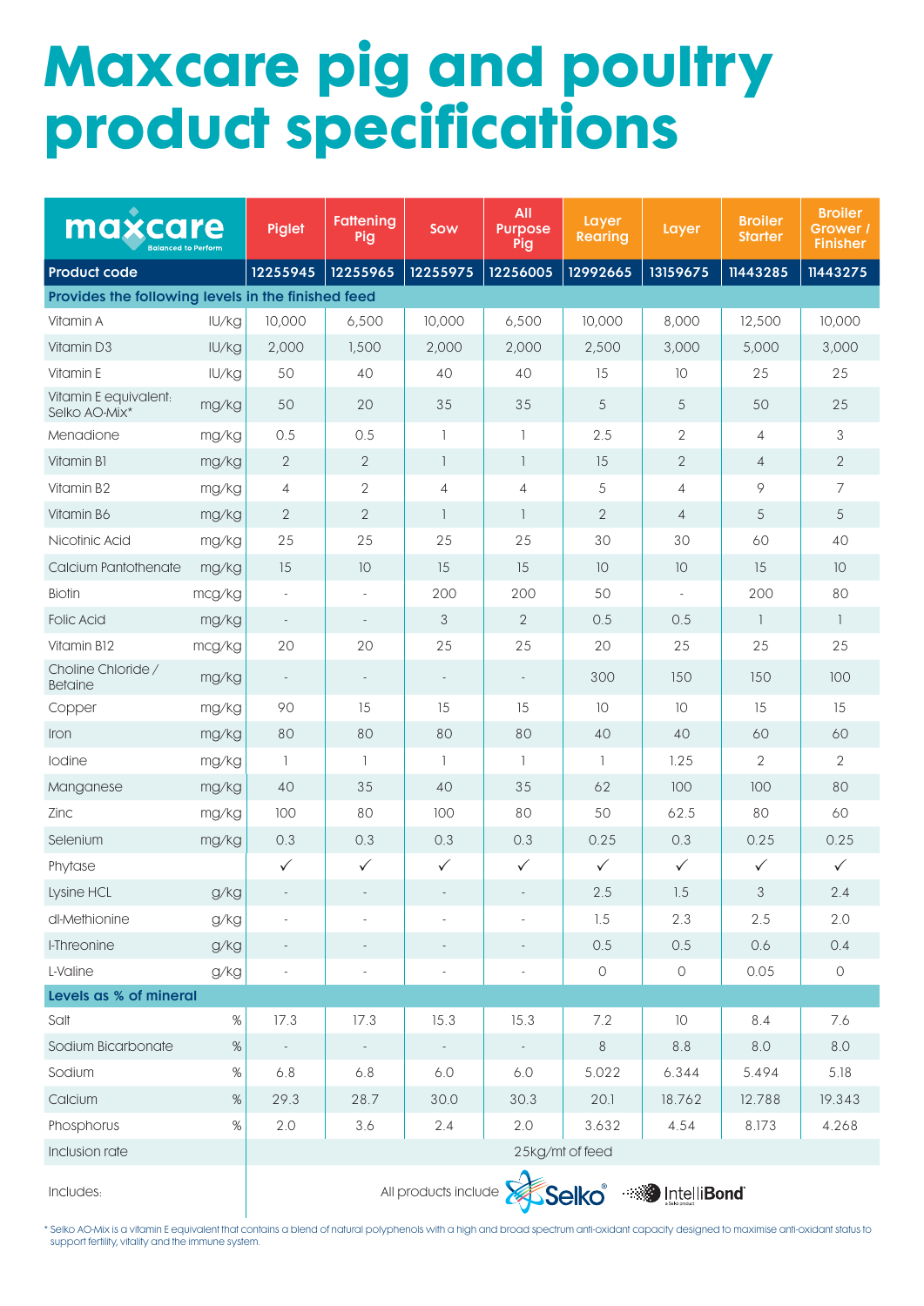# Maxcare pig and poultry product specifications

| maxcare Balanced to Perform | | Piglet | Fattening Pig | Sow | All Purpose Pig | Layer Rearing | Layer | Broiler Starter | Broiler Grower / Finisher |
|---|---|---|---|---|---|---|---|---|---|
| **Product code** | | **12255945** | **12255965** | **12255975** | **12256005** | **12992665** | **13159675** | **11443285** | **11443275** |
| **Provides the following levels in the finished feed** | | | | | | | | | |
| Vitamin A | IU/kg | 10,000 | 6,500 | 10,000 | 6,500 | 10,000 | 8,000 | 12,500 | 10,000 |
| Vitamin D3 | IU/kg | 2,000 | 1,500 | 2,000 | 2,000 | 2,500 | 3,000 | 5,000 | 3,000 |
| Vitamin E | IU/kg | 50 | 40 | 40 | 40 | 15 | 10 | 25 | 25 |
| Vitamin E equivalent: Selko AO-Mix* | mg/kg | 50 | 20 | 35 | 35 | 5 | 5 | 50 | 25 |
| Menadione | mg/kg | 0.5 | 0.5 | 1 | 1 | 2.5 | 2 | 4 | 3 |
| Vitamin B1 | mg/kg | 2 | 2 | 1 | 1 | 15 | 2 | 4 | 2 |
| Vitamin B2 | mg/kg | 4 | 2 | 4 | 4 | 5 | 4 | 9 | 7 |
| Vitamin B6 | mg/kg | 2 | 2 | 1 | 1 | 2 | 4 | 5 | 5 |
| Nicotinic Acid | mg/kg | 25 | 25 | 25 | 25 | 30 | 30 | 60 | 40 |
| Calcium Pantothenate | mg/kg | 15 | 10 | 15 | 15 | 10 | 10 | 15 | 10 |
| Biotin | mcg/kg | - | - | 200 | 200 | 50 | - | 200 | 80 |
| Folic Acid | mg/kg | - | - | 3 | 2 | 0.5 | 0.5 | 1 | 1 |
| Vitamin B12 | mcg/kg | 20 | 20 | 25 | 25 | 20 | 25 | 25 | 25 |
| Choline Chloride / Betaine | mg/kg | - | - | - | - | 300 | 150 | 150 | 100 |
| Copper | mg/kg | 90 | 15 | 15 | 15 | 10 | 10 | 15 | 15 |
| Iron | mg/kg | 80 | 80 | 80 | 80 | 40 | 40 | 60 | 60 |
| Iodine | mg/kg | 1 | 1 | 1 | 1 | 1 | 1.25 | 2 | 2 |
| Manganese | mg/kg | 40 | 35 | 40 | 35 | 62 | 100 | 100 | 80 |
| Zinc | mg/kg | 100 | 80 | 100 | 80 | 50 | 62.5 | 80 | 60 |
| Selenium | mg/kg | 0.3 | 0.3 | 0.3 | 0.3 | 0.25 | 0.3 | 0.25 | 0.25 |
| Phytase | | ✓ | ✓ | ✓ | ✓ | ✓ | ✓ | ✓ | ✓ |
| Lysine HCL | g/kg | - | - | - | - | 2.5 | 1.5 | 3 | 2.4 |
| dl-Methionine | g/kg | - | - | - | - | 1.5 | 2.3 | 2.5 | 2.0 |
| l-Threonine | g/kg | - | - | - | - | 0.5 | 0.5 | 0.6 | 0.4 |
| L-Valine | g/kg | - | - | - | - | 0 | 0 | 0.05 | 0 |
| **Levels as % of mineral** | | | | | | | | | |
| Salt | % | 17.3 | 17.3 | 15.3 | 15.3 | 7.2 | 10 | 8.4 | 7.6 |
| Sodium Bicarbonate | % | - | - | - | - | 8 | 8.8 | 8.0 | 8.0 |
| Sodium | % | 6.8 | 6.8 | 6.0 | 6.0 | 5.022 | 6.344 | 5.494 | 5.18 |
| Calcium | % | 29.3 | 28.7 | 30.0 | 30.3 | 20.1 | 18.762 | 12.788 | 19.343 |
| Phosphorus | % | 2.0 | 3.6 | 2.4 | 2.0 | 3.632 | 4.54 | 8.173 | 4.268 |
| Inclusion rate | | 25kg/mt of feed | | | | | | | |
| Includes: | | All products include Selko® IntelliBond | | | | | | | |

\* Selko AO-Mix is a vitamin E equivalent that contains a blend of natural polyphenols with a high and broad spectrum anti-oxidant capacity designed to maximise anti-oxidant status to support fertility, vitality and the immune system.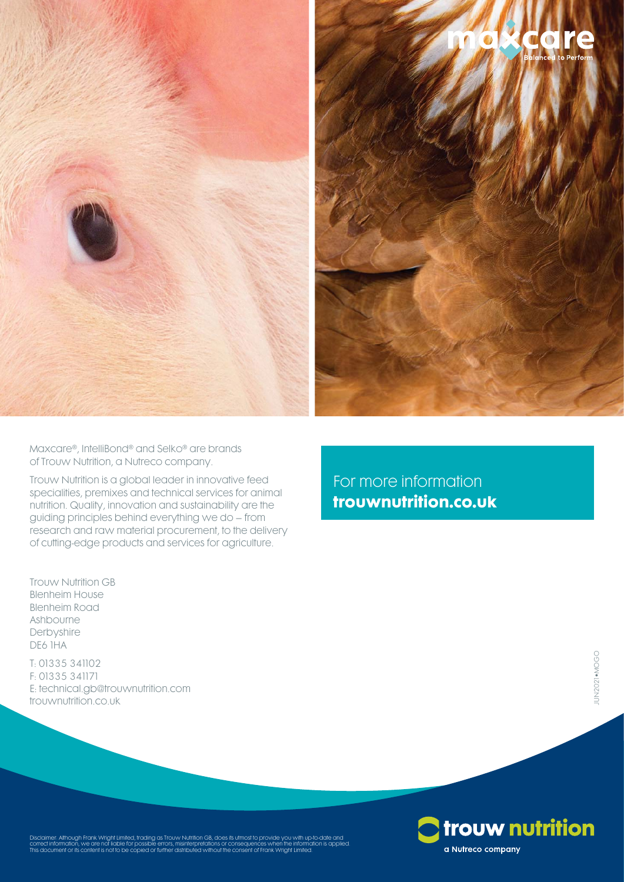maxcare
Balanced to Perform

Maxcare®, IntelliBond® and Selko® are brands of Trouw Nutrition, a Nutreco company.

Trouw Nutrition is a global leader in innovative feed specialities, premixes and technical services for animal nutrition. Quality, innovation and sustainability are the guiding principles behind everything we do – from research and raw material procurement, to the delivery of cutting-edge products and services for agriculture.

For more information
**trouwnutrition.co.uk**

Trouw Nutrition GB
Blenheim House
Blenheim Road
Ashbourne
Derbyshire
DE6 1HA

T: 01335 341102
F: 01335 341171
E: technical.gb@trouwnutrition.com
trouwnutrition.co.uk

JUN2021•MOGO

Disclaimer: Although Frank Wright Limited, trading as Trouw Nutrition GB, does its utmost to provide you with up-to-date and correct information, we are not liable for possible errors, misinterpretations or consequences when the information is applied. This document or its content is not to be copied or further distributed without the consent of Frank Wright Limited.

trouw nutrition
a Nutreco company